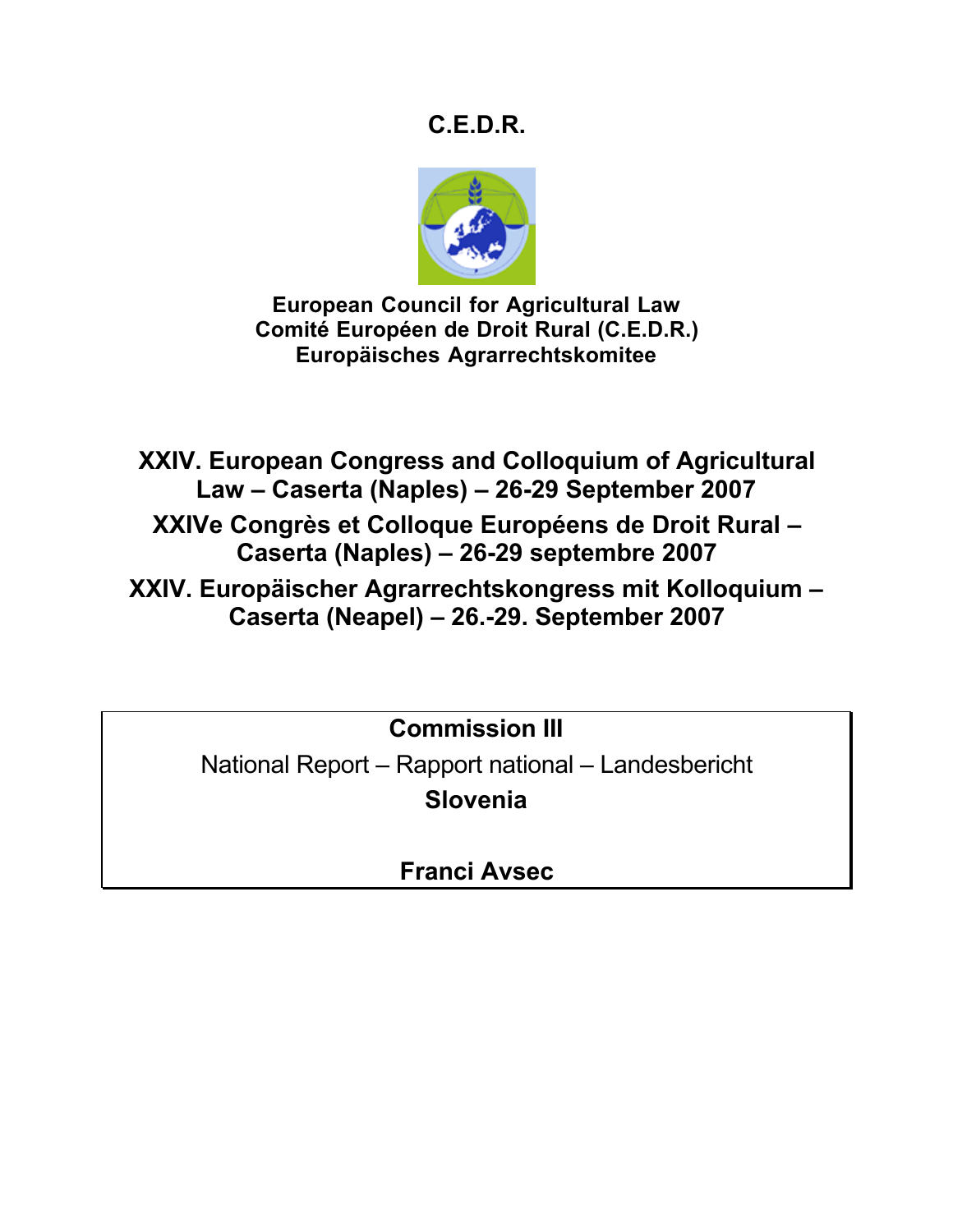# C.E.D.R.

**European Council for Agricultural Law**
**Comité Européen de Droit Rural (C.E.D.R.)**
**Europäisches Agrarrechtskomitee**

## XXIV. European Congress and Colloquium of Agricultural Law – Caserta (Naples) – 26-29 September 2007

## XXIVe Congrès et Colloque Européens de Droit Rural – Caserta (Naples) – 26-29 septembre 2007

## XXIV. Europäischer Agrarrechtskongress mit Kolloquium – Caserta (Neapel) – 26.-29. September 2007

**Commission III**

National Report – Rapport national – Landesbericht

**Slovenia**

**Franci Avsec**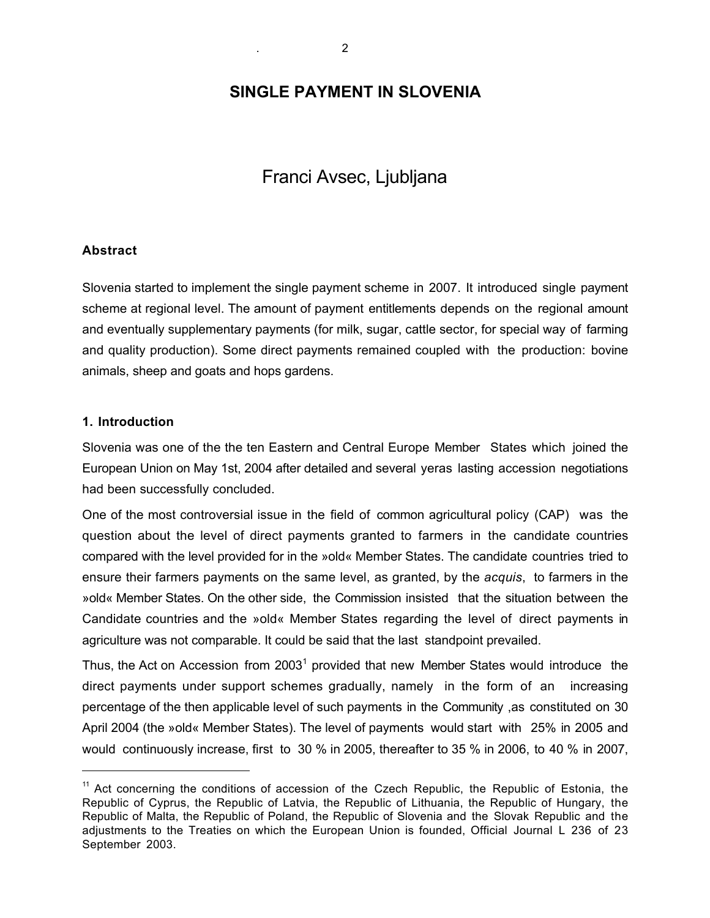# SINGLE PAYMENT IN SLOVENIA

Franci Avsec, Ljubljana

## Abstract

Slovenia started to implement the single payment scheme in 2007. It introduced single payment scheme at regional level. The amount of payment entitlements depends on the regional amount and eventually supplementary payments (for milk, sugar, cattle sector, for special way of farming and quality production). Some direct payments remained coupled with the production: bovine animals, sheep and goats and hops gardens.

## 1. Introduction

Slovenia was one of the the ten Eastern and Central Europe Member States which joined the European Union on May 1st, 2004 after detailed and several yeras lasting accession negotiations had been successfully concluded.

One of the most controversial issue in the field of common agricultural policy (CAP) was the question about the level of direct payments granted to farmers in the candidate countries compared with the level provided for in the »old« Member States. The candidate countries tried to ensure their farmers payments on the same level, as granted, by the *acquis*, to farmers in the »old« Member States. On the other side, the Commission insisted that the situation between the Candidate countries and the »old« Member States regarding the level of direct payments in agriculture was not comparable. It could be said that the last standpoint prevailed.

Thus, the Act on Accession from 2003[1] provided that new Member States would introduce the direct payments under support schemes gradually, namely in the form of an increasing percentage of the then applicable level of such payments in the Community ,as constituted on 30 April 2004 (the »old« Member States). The level of payments would start with 25% in 2005 and would continuously increase, first to 30 % in 2005, thereafter to 35 % in 2006, to 40 % in 2007,

---

[11] Act concerning the conditions of accession of the Czech Republic, the Republic of Estonia, the Republic of Cyprus, the Republic of Latvia, the Republic of Lithuania, the Republic of Hungary, the Republic of Malta, the Republic of Poland, the Republic of Slovenia and the Slovak Republic and the adjustments to the Treaties on which the European Union is founded, Official Journal L 236 of 23 September 2003.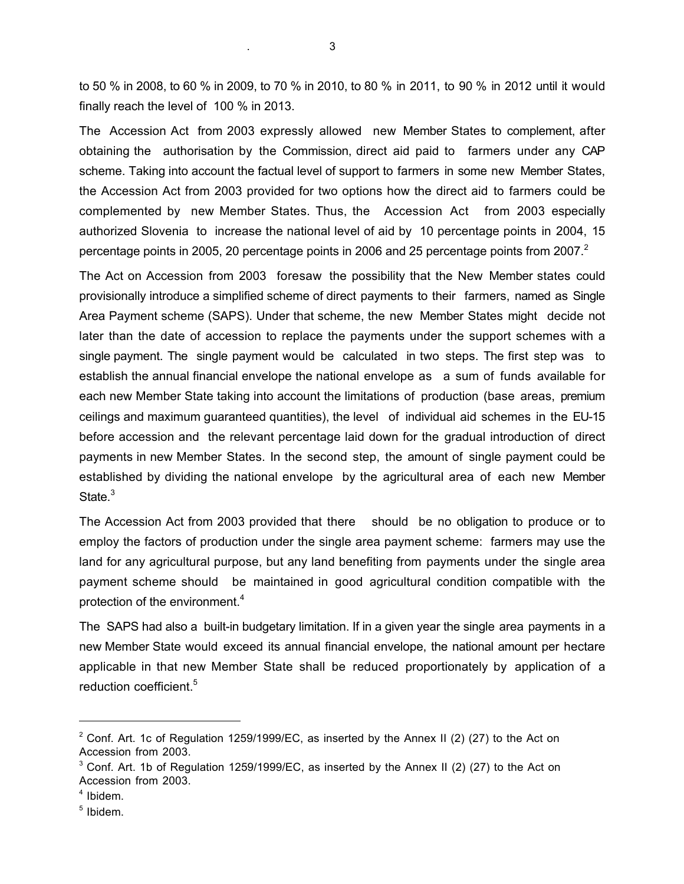to 50 % in 2008, to 60 % in 2009, to 70 % in 2010, to 80 % in 2011, to 90 % in 2012 until it would finally reach the level of 100 % in 2013.

The Accession Act from 2003 expressly allowed new Member States to complement, after obtaining the authorisation by the Commission, direct aid paid to farmers under any CAP scheme. Taking into account the factual level of support to farmers in some new Member States, the Accession Act from 2003 provided for two options how the direct aid to farmers could be complemented by new Member States. Thus, the Accession Act from 2003 especially authorized Slovenia to increase the national level of aid by 10 percentage points in 2004, 15 percentage points in 2005, 20 percentage points in 2006 and 25 percentage points from 2007.[2]

The Act on Accession from 2003 foresaw the possibility that the New Member states could provisionally introduce a simplified scheme of direct payments to their farmers, named as Single Area Payment scheme (SAPS). Under that scheme, the new Member States might decide not later than the date of accession to replace the payments under the support schemes with a single payment. The single payment would be calculated in two steps. The first step was to establish the annual financial envelope the national envelope as a sum of funds available for each new Member State taking into account the limitations of production (base areas, premium ceilings and maximum guaranteed quantities), the level of individual aid schemes in the EU-15 before accession and the relevant percentage laid down for the gradual introduction of direct payments in new Member States. In the second step, the amount of single payment could be established by dividing the national envelope by the agricultural area of each new Member State.[3]

The Accession Act from 2003 provided that there should be no obligation to produce or to employ the factors of production under the single area payment scheme: farmers may use the land for any agricultural purpose, but any land benefiting from payments under the single area payment scheme should be maintained in good agricultural condition compatible with the protection of the environment.[4]

The SAPS had also a built-in budgetary limitation. If in a given year the single area payments in a new Member State would exceed its annual financial envelope, the national amount per hectare applicable in that new Member State shall be reduced proportionately by application of a reduction coefficient.[5]

---

[2] Conf. Art. 1c of Regulation 1259/1999/EC, as inserted by the Annex II (2) (27) to the Act on Accession from 2003.

[3] Conf. Art. 1b of Regulation 1259/1999/EC, as inserted by the Annex II (2) (27) to the Act on Accession from 2003.

[4] Ibidem.

[5] Ibidem.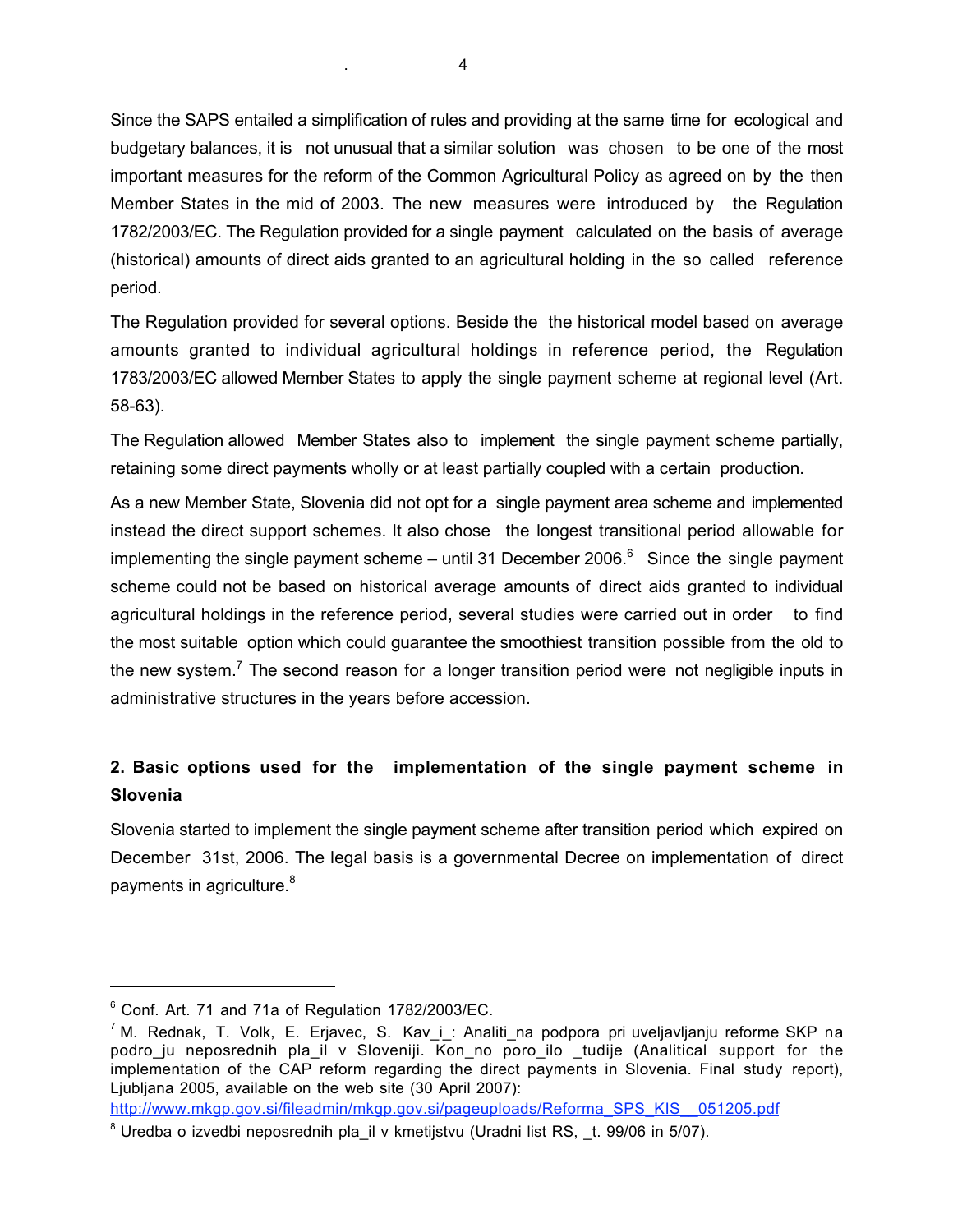Since the SAPS entailed a simplification of rules and providing at the same time for ecological and budgetary balances, it is not unusual that a similar solution was chosen to be one of the most important measures for the reform of the Common Agricultural Policy as agreed on by the then Member States in the mid of 2003. The new measures were introduced by the Regulation 1782/2003/EC. The Regulation provided for a single payment calculated on the basis of average (historical) amounts of direct aids granted to an agricultural holding in the so called reference period.

The Regulation provided for several options. Beside the the historical model based on average amounts granted to individual agricultural holdings in reference period, the Regulation 1783/2003/EC allowed Member States to apply the single payment scheme at regional level (Art. 58-63).

The Regulation allowed Member States also to implement the single payment scheme partially, retaining some direct payments wholly or at least partially coupled with a certain production.

As a new Member State, Slovenia did not opt for a single payment area scheme and implemented instead the direct support schemes. It also chose the longest transitional period allowable for implementing the single payment scheme – until 31 December 2006.[6] Since the single payment scheme could not be based on historical average amounts of direct aids granted to individual agricultural holdings in the reference period, several studies were carried out in order to find the most suitable option which could guarantee the smoothiest transition possible from the old to the new system.[7] The second reason for a longer transition period were not negligible inputs in administrative structures in the years before accession.

## 2. Basic options used for the implementation of the single payment scheme in Slovenia

Slovenia started to implement the single payment scheme after transition period which expired on December 31st, 2006. The legal basis is a governmental Decree on implementation of direct payments in agriculture.[8]

---

[6] Conf. Art. 71 and 71a of Regulation 1782/2003/EC.

[7] M. Rednak, T. Volk, E. Erjavec, S. Kav_i_: Analiti_na podpora pri uveljavljanju reforme SKP na podro_ju neposrednih pla_il v Sloveniji. Kon_no poro_ilo _tudije (Analitical support for the implementation of the CAP reform regarding the direct payments in Slovenia. Final study report), Ljubljana 2005, available on the web site (30 April 2007): http://www.mkgp.gov.si/fileadmin/mkgp.gov.si/pageuploads/Reforma_SPS_KIS__051205.pdf

[8] Uredba o izvedbi neposrednih pla_il v kmetijstvu (Uradni list RS, _t. 99/06 in 5/07).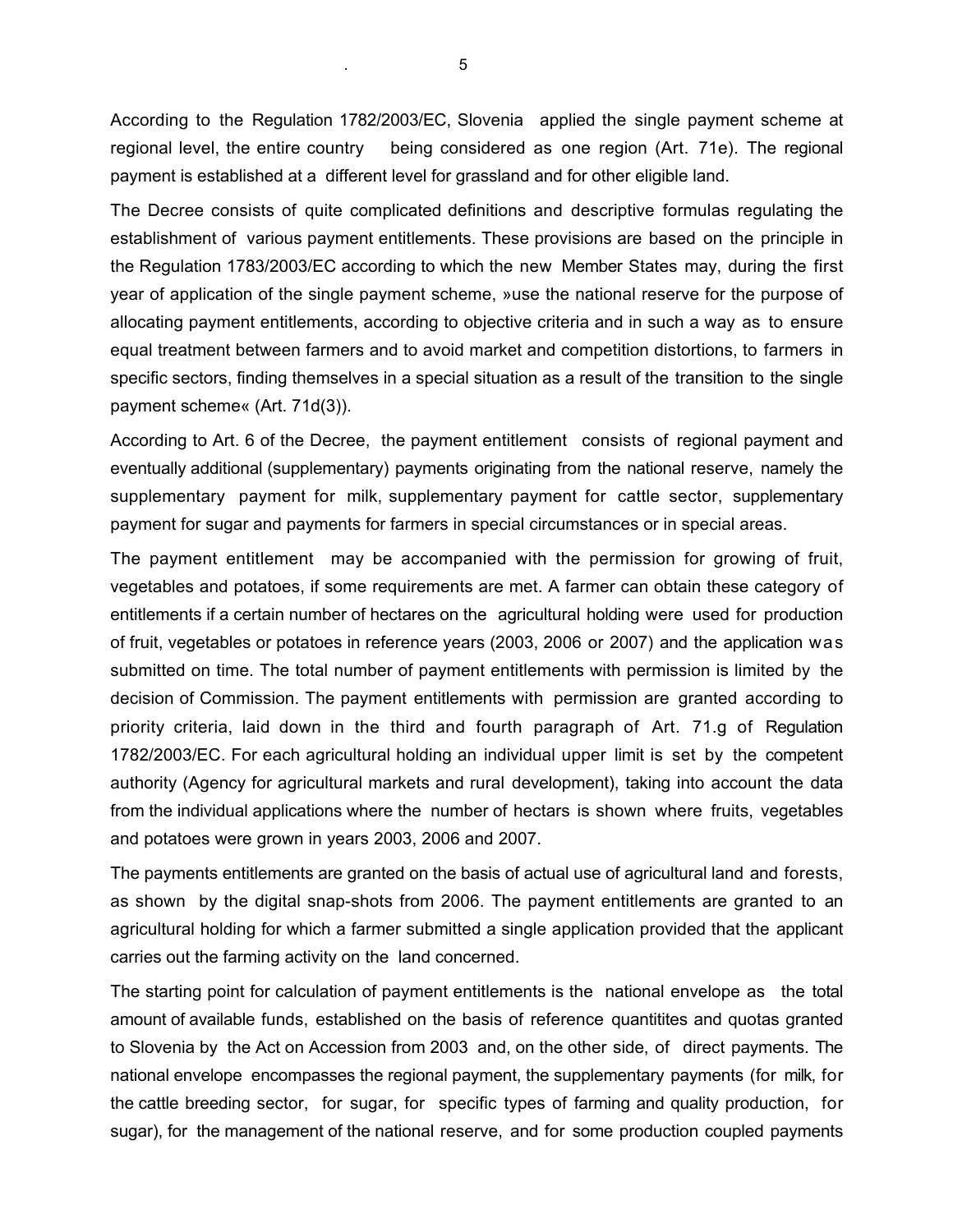According to the Regulation 1782/2003/EC, Slovenia applied the single payment scheme at regional level, the entire country being considered as one region (Art. 71e). The regional payment is established at a different level for grassland and for other eligible land.

The Decree consists of quite complicated definitions and descriptive formulas regulating the establishment of various payment entitlements. These provisions are based on the principle in the Regulation 1783/2003/EC according to which the new Member States may, during the first year of application of the single payment scheme, »use the national reserve for the purpose of allocating payment entitlements, according to objective criteria and in such a way as to ensure equal treatment between farmers and to avoid market and competition distortions, to farmers in specific sectors, finding themselves in a special situation as a result of the transition to the single payment scheme« (Art. 71d(3)).

According to Art. 6 of the Decree, the payment entitlement consists of regional payment and eventually additional (supplementary) payments originating from the national reserve, namely the supplementary payment for milk, supplementary payment for cattle sector, supplementary payment for sugar and payments for farmers in special circumstances or in special areas.

The payment entitlement may be accompanied with the permission for growing of fruit, vegetables and potatoes, if some requirements are met. A farmer can obtain these category of entitlements if a certain number of hectares on the agricultural holding were used for production of fruit, vegetables or potatoes in reference years (2003, 2006 or 2007) and the application was submitted on time. The total number of payment entitlements with permission is limited by the decision of Commission. The payment entitlements with permission are granted according to priority criteria, laid down in the third and fourth paragraph of Art. 71.g of Regulation 1782/2003/EC. For each agricultural holding an individual upper limit is set by the competent authority (Agency for agricultural markets and rural development), taking into account the data from the individual applications where the number of hectars is shown where fruits, vegetables and potatoes were grown in years 2003, 2006 and 2007.

The payments entitlements are granted on the basis of actual use of agricultural land and forests, as shown by the digital snap-shots from 2006. The payment entitlements are granted to an agricultural holding for which a farmer submitted a single application provided that the applicant carries out the farming activity on the land concerned.

The starting point for calculation of payment entitlements is the national envelope as the total amount of available funds, established on the basis of reference quantitites and quotas granted to Slovenia by the Act on Accession from 2003 and, on the other side, of direct payments. The national envelope encompasses the regional payment, the supplementary payments (for milk, for the cattle breeding sector, for sugar, for specific types of farming and quality production, for sugar), for the management of the national reserve, and for some production coupled payments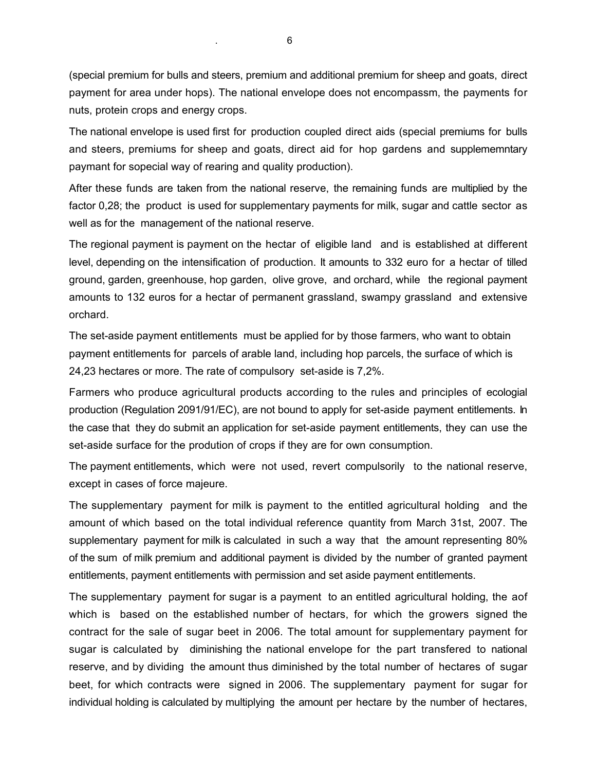(special premium for bulls and steers, premium and additional premium for sheep and goats, direct payment for area under hops). The national envelope does not encompassm, the payments for nuts, protein crops and energy crops.

The national envelope is used first for production coupled direct aids (special premiums for bulls and steers, premiums for sheep and goats, direct aid for hop gardens and supplememntary paymant for sopecial way of rearing and quality production).

After these funds are taken from the national reserve, the remaining funds are multiplied by the factor 0,28; the product is used for supplementary payments for milk, sugar and cattle sector as well as for the management of the national reserve.

The regional payment is payment on the hectar of eligible land and is established at different level, depending on the intensification of production. It amounts to 332 euro for a hectar of tilled ground, garden, greenhouse, hop garden, olive grove, and orchard, while the regional payment amounts to 132 euros for a hectar of permanent grassland, swampy grassland and extensive orchard.

The set-aside payment entitlements must be applied for by those farmers, who want to obtain payment entitlements for parcels of arable land, including hop parcels, the surface of which is 24,23 hectares or more. The rate of compulsory set-aside is 7,2%.

Farmers who produce agricultural products according to the rules and principles of ecologial production (Regulation 2091/91/EC), are not bound to apply for set-aside payment entitlements. In the case that they do submit an application for set-aside payment entitlements, they can use the set-aside surface for the prodution of crops if they are for own consumption.

The payment entitlements, which were not used, revert compulsorily to the national reserve, except in cases of force majeure.

The supplementary payment for milk is payment to the entitled agricultural holding and the amount of which based on the total individual reference quantity from March 31st, 2007. The supplementary payment for milk is calculated in such a way that the amount representing 80% of the sum of milk premium and additional payment is divided by the number of granted payment entitlements, payment entitlements with permission and set aside payment entitlements.

The supplementary payment for sugar is a payment to an entitled agricultural holding, the aof which is based on the established number of hectars, for which the growers signed the contract for the sale of sugar beet in 2006. The total amount for supplementary payment for sugar is calculated by diminishing the national envelope for the part transfered to national reserve, and by dividing the amount thus diminished by the total number of hectares of sugar beet, for which contracts were signed in 2006. The supplementary payment for sugar for individual holding is calculated by multiplying the amount per hectare by the number of hectares,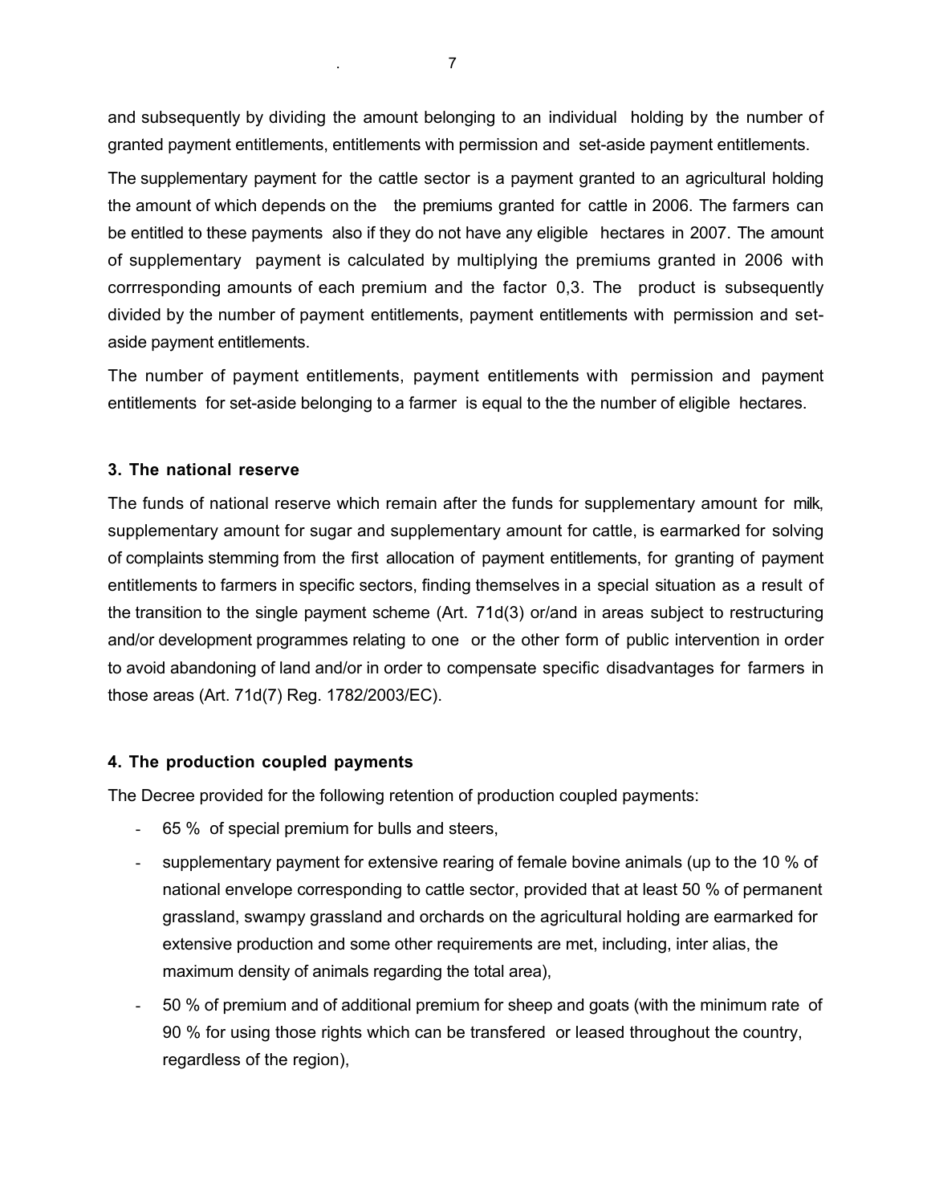and subsequently by dividing the amount belonging to an individual holding by the number of granted payment entitlements, entitlements with permission and set-aside payment entitlements.

The supplementary payment for the cattle sector is a payment granted to an agricultural holding the amount of which depends on the the premiums granted for cattle in 2006. The farmers can be entitled to these payments also if they do not have any eligible hectares in 2007. The amount of supplementary payment is calculated by multiplying the premiums granted in 2006 with corrresponding amounts of each premium and the factor 0,3. The product is subsequently divided by the number of payment entitlements, payment entitlements with permission and set-aside payment entitlements.

The number of payment entitlements, payment entitlements with permission and payment entitlements for set-aside belonging to a farmer is equal to the the number of eligible hectares.

### 3. The national reserve

The funds of national reserve which remain after the funds for supplementary amount for milk, supplementary amount for sugar and supplementary amount for cattle, is earmarked for solving of complaints stemming from the first allocation of payment entitlements, for granting of payment entitlements to farmers in specific sectors, finding themselves in a special situation as a result of the transition to the single payment scheme (Art. 71d(3) or/and in areas subject to restructuring and/or development programmes relating to one or the other form of public intervention in order to avoid abandoning of land and/or in order to compensate specific disadvantages for farmers in those areas (Art. 71d(7) Reg. 1782/2003/EC).

### 4. The production coupled payments

The Decree provided for the following retention of production coupled payments:

- 65 % of special premium for bulls and steers,
- supplementary payment for extensive rearing of female bovine animals (up to the 10 % of national envelope corresponding to cattle sector, provided that at least 50 % of permanent grassland, swampy grassland and orchards on the agricultural holding are earmarked for extensive production and some other requirements are met, including, inter alias, the maximum density of animals regarding the total area),
- 50 % of premium and of additional premium for sheep and goats (with the minimum rate of 90 % for using those rights which can be transfered or leased throughout the country, regardless of the region),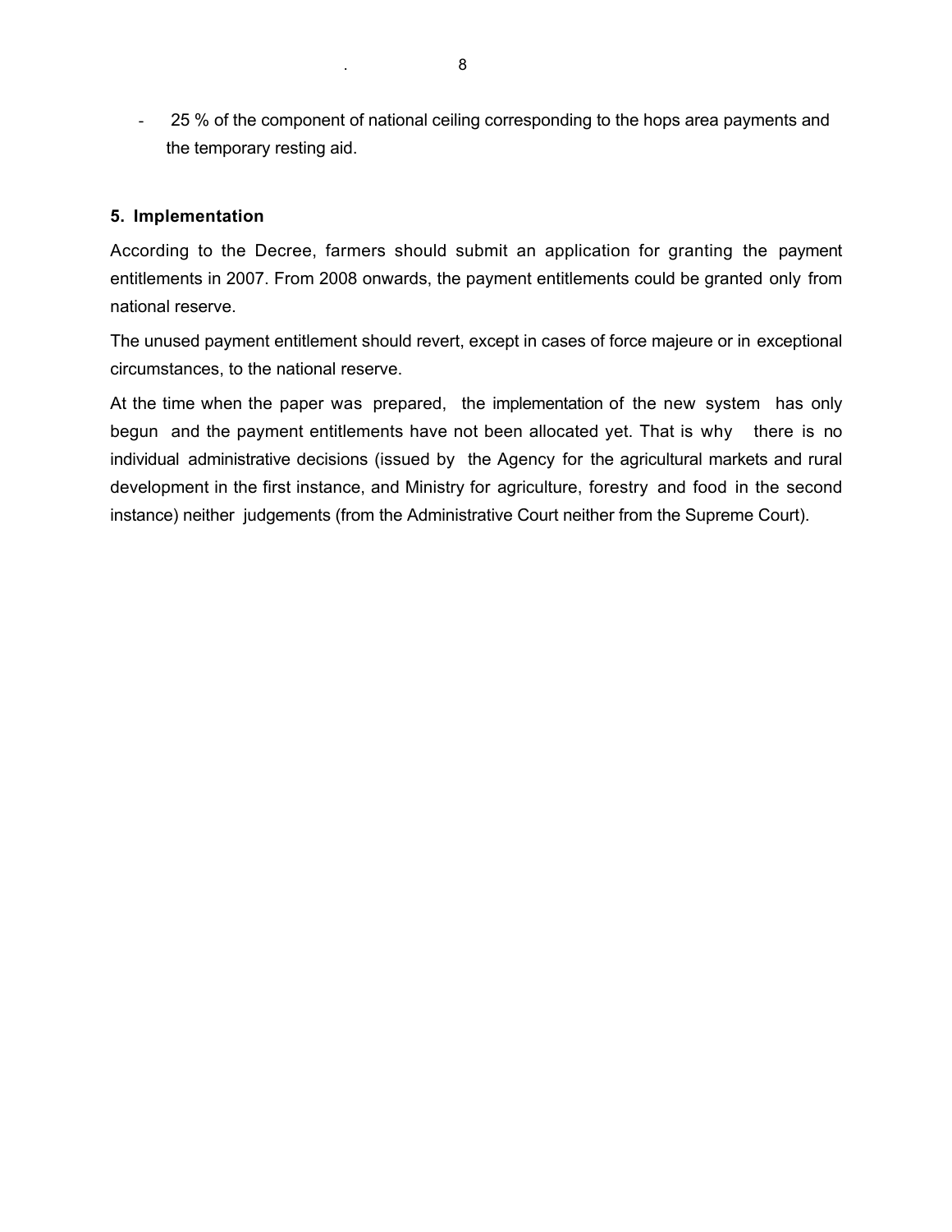- 25 % of the component of national ceiling corresponding to the hops area payments and the temporary resting aid.

## 5. Implementation

According to the Decree, farmers should submit an application for granting the payment entitlements in 2007. From 2008 onwards, the payment entitlements could be granted only from national reserve.

The unused payment entitlement should revert, except in cases of force majeure or in exceptional circumstances, to the national reserve.

At the time when the paper was prepared, the implementation of the new system has only begun and the payment entitlements have not been allocated yet. That is why there is no individual administrative decisions (issued by the Agency for the agricultural markets and rural development in the first instance, and Ministry for agriculture, forestry and food in the second instance) neither judgements (from the Administrative Court neither from the Supreme Court).